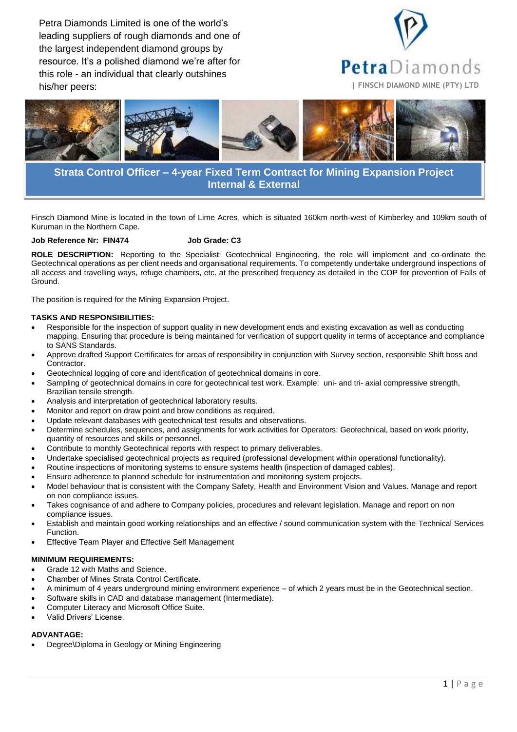Petra Diamonds Limited is one of the world's leading suppliers of rough diamonds and one of the largest independent diamond groups by resource. It's a polished diamond we're after for this role - an individual that clearly outshines his/her peers:

PetraDiamonds
| FINSCH DIAMOND MINE (PTY) LTD

## Strata Control Officer – 4-year Fixed Term Contract for Mining Expansion Project Internal & External

Finsch Diamond Mine is located in the town of Lime Acres, which is situated 160km north-west of Kimberley and 109km south of Kuruman in the Northern Cape.

**Job Reference Nr: FIN474** **Job Grade: C3**

**ROLE DESCRIPTION:** Reporting to the Specialist: Geotechnical Engineering, the role will implement and co-ordinate the Geotechnical operations as per client needs and organisational requirements. To competently undertake underground inspections of all access and travelling ways, refuge chambers, etc. at the prescribed frequency as detailed in the COP for prevention of Falls of Ground.

The position is required for the Mining Expansion Project.

**TASKS AND RESPONSIBILITIES:**

- Responsible for the inspection of support quality in new development ends and existing excavation as well as conducting mapping. Ensuring that procedure is being maintained for verification of support quality in terms of acceptance and compliance to SANS Standards.
- Approve drafted Support Certificates for areas of responsibility in conjunction with Survey section, responsible Shift boss and Contractor.
- Geotechnical logging of core and identification of geotechnical domains in core.
- Sampling of geotechnical domains in core for geotechnical test work. Example: uni- and tri- axial compressive strength, Brazilian tensile strength.
- Analysis and interpretation of geotechnical laboratory results.
- Monitor and report on draw point and brow conditions as required.
- Update relevant databases with geotechnical test results and observations.
- Determine schedules, sequences, and assignments for work activities for Operators: Geotechnical, based on work priority, quantity of resources and skills or personnel.
- Contribute to monthly Geotechnical reports with respect to primary deliverables.
- Undertake specialised geotechnical projects as required (professional development within operational functionality).
- Routine inspections of monitoring systems to ensure systems health (inspection of damaged cables).
- Ensure adherence to planned schedule for instrumentation and monitoring system projects.
- Model behaviour that is consistent with the Company Safety, Health and Environment Vision and Values. Manage and report on non compliance issues.
- Takes cognisance of and adhere to Company policies, procedures and relevant legislation. Manage and report on non compliance issues.
- Establish and maintain good working relationships and an effective / sound communication system with the Technical Services Function.
- Effective Team Player and Effective Self Management

**MINIMUM REQUIREMENTS:**

- Grade 12 with Maths and Science.
- Chamber of Mines Strata Control Certificate.
- A minimum of 4 years underground mining environment experience – of which 2 years must be in the Geotechnical section.
- Software skills in CAD and database management (Intermediate).
- Computer Literacy and Microsoft Office Suite.
- Valid Drivers' License.

**ADVANTAGE:**

- Degree\Diploma in Geology or Mining Engineering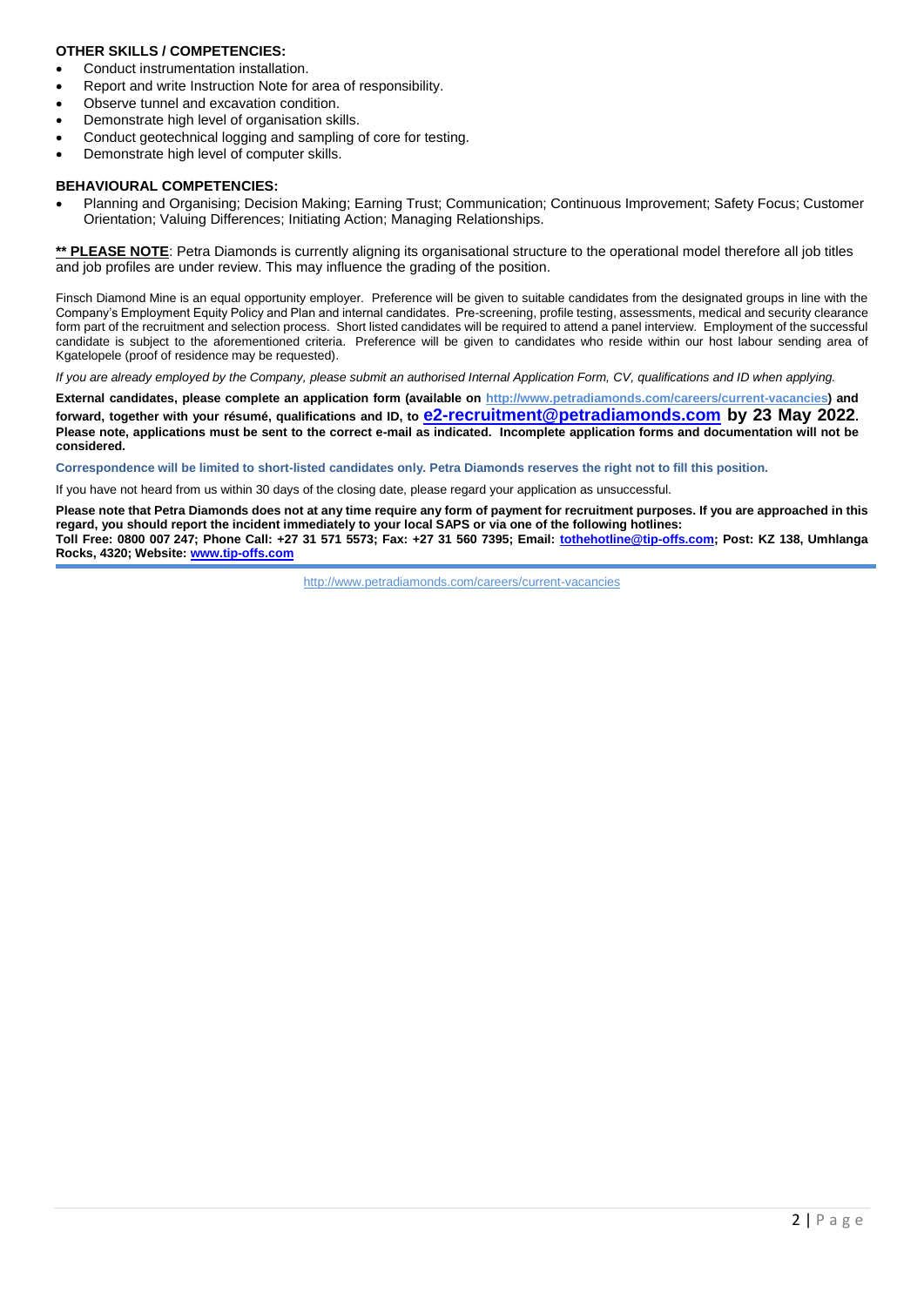**OTHER SKILLS / COMPETENCIES:**

- Conduct instrumentation installation.
- Report and write Instruction Note for area of responsibility.
- Observe tunnel and excavation condition.
- Demonstrate high level of organisation skills.
- Conduct geotechnical logging and sampling of core for testing.
- Demonstrate high level of computer skills.

**BEHAVIOURAL COMPETENCIES:**

- Planning and Organising; Decision Making; Earning Trust; Communication; Continuous Improvement; Safety Focus; Customer Orientation; Valuing Differences; Initiating Action; Managing Relationships.

**\*\* PLEASE NOTE**: Petra Diamonds is currently aligning its organisational structure to the operational model therefore all job titles and job profiles are under review. This may influence the grading of the position.

Finsch Diamond Mine is an equal opportunity employer. Preference will be given to suitable candidates from the designated groups in line with the Company's Employment Equity Policy and Plan and internal candidates. Pre-screening, profile testing, assessments, medical and security clearance form part of the recruitment and selection process. Short listed candidates will be required to attend a panel interview. Employment of the successful candidate is subject to the aforementioned criteria. Preference will be given to candidates who reside within our host labour sending area of Kgatelopele (proof of residence may be requested).

*If you are already employed by the Company, please submit an authorised Internal Application Form, CV, qualifications and ID when applying.*

**External candidates, please complete an application form (available on http://www.petradiamonds.com/careers/current-vacancies) and forward, together with your résumé, qualifications and ID, to e2-recruitment@petradiamonds.com by 23 May 2022. Please note, applications must be sent to the correct e-mail as indicated. Incomplete application forms and documentation will not be considered.**

**Correspondence will be limited to short-listed candidates only. Petra Diamonds reserves the right not to fill this position.**

If you have not heard from us within 30 days of the closing date, please regard your application as unsuccessful.

**Please note that Petra Diamonds does not at any time require any form of payment for recruitment purposes. If you are approached in this regard, you should report the incident immediately to your local SAPS or via one of the following hotlines:**
**Toll Free: 0800 007 247; Phone Call: +27 31 571 5573; Fax: +27 31 560 7395; Email: tothehotline@tip-offs.com; Post: KZ 138, Umhlanga Rocks, 4320; Website: www.tip-offs.com**

http://www.petradiamonds.com/careers/current-vacancies